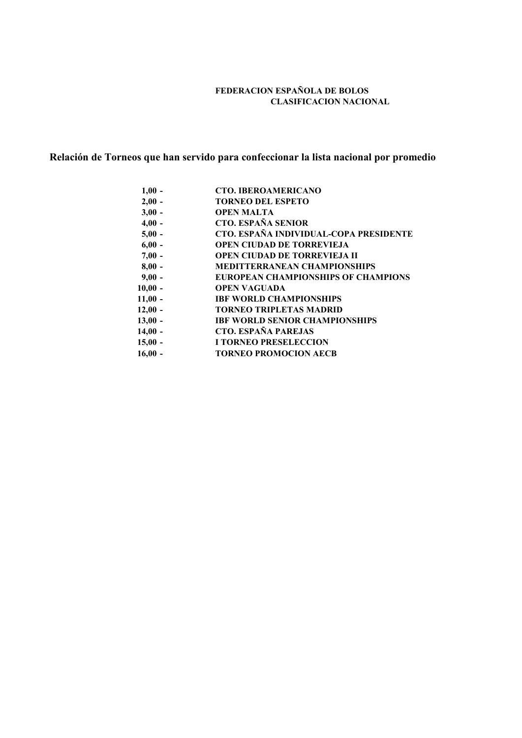**FEDERACION ESPAÑOLA DE BOLOS**
**CLASIFICACION NACIONAL**

## Relación de Torneos que han servido para confeccionar la lista nacional por promedio

| | |
|---|---|
| 1,00 - | CTO. IBEROAMERICANO |
| 2,00 - | TORNEO DEL ESPETO |
| 3,00 - | OPEN MALTA |
| 4,00 - | CTO. ESPAÑA SENIOR |
| 5,00 - | CTO. ESPAÑA INDIVIDUAL-COPA PRESIDENTE |
| 6,00 - | OPEN CIUDAD DE TORREVIEJA |
| 7,00 - | OPEN CIUDAD DE TORREVIEJA II |
| 8,00 - | MEDITTERRANEAN CHAMPIONSHIPS |
| 9,00 - | EUROPEAN CHAMPIONSHIPS OF CHAMPIONS |
| 10,00 - | OPEN VAGUADA |
| 11,00 - | IBF WORLD CHAMPIONSHIPS |
| 12,00 - | TORNEO TRIPLETAS MADRID |
| 13,00 - | IBF WORLD SENIOR CHAMPIONSHIPS |
| 14,00 - | CTO. ESPAÑA PAREJAS |
| 15,00 - | I TORNEO PRESELECCION |
| 16,00 - | TORNEO PROMOCION AECB |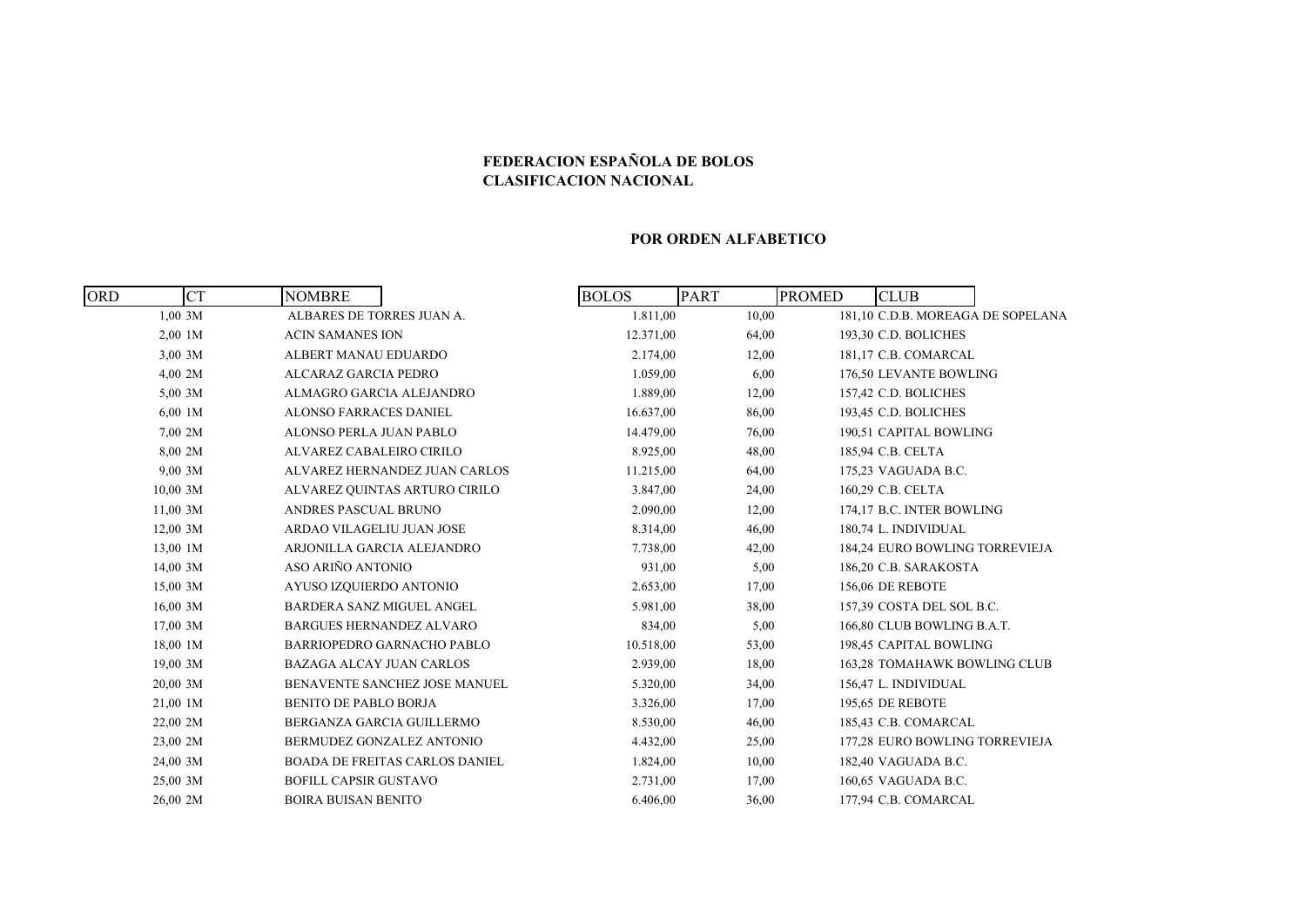**FEDERACION ESPAÑOLA DE BOLOS**
**CLASIFICACION NACIONAL**

**POR ORDEN ALFABETICO**

| ORD | CT | NOMBRE | BOLOS | PART | PROMED | CLUB |
|---|---|---|---|---|---|---|
| 1,00 | 3M | ALBARES DE TORRES JUAN A. | 1.811,00 | 10,00 | 181,10 | C.D.B. MOREAGA DE SOPELANA |
| 2,00 | 1M | ACIN SAMANES ION | 12.371,00 | 64,00 | 193,30 | C.D. BOLICHES |
| 3,00 | 3M | ALBERT MANAU EDUARDO | 2.174,00 | 12,00 | 181,17 | C.B. COMARCAL |
| 4,00 | 2M | ALCARAZ GARCIA PEDRO | 1.059,00 | 6,00 | 176,50 | LEVANTE BOWLING |
| 5,00 | 3M | ALMAGRO GARCIA ALEJANDRO | 1.889,00 | 12,00 | 157,42 | C.D. BOLICHES |
| 6,00 | 1M | ALONSO FARRACES DANIEL | 16.637,00 | 86,00 | 193,45 | C.D. BOLICHES |
| 7,00 | 2M | ALONSO PERLA JUAN PABLO | 14.479,00 | 76,00 | 190,51 | CAPITAL BOWLING |
| 8,00 | 2M | ALVAREZ CABALEIRO CIRILO | 8.925,00 | 48,00 | 185,94 | C.B. CELTA |
| 9,00 | 3M | ALVAREZ HERNANDEZ JUAN CARLOS | 11.215,00 | 64,00 | 175,23 | VAGUADA B.C. |
| 10,00 | 3M | ALVAREZ QUINTAS ARTURO CIRILO | 3.847,00 | 24,00 | 160,29 | C.B. CELTA |
| 11,00 | 3M | ANDRES PASCUAL BRUNO | 2.090,00 | 12,00 | 174,17 | B.C. INTER BOWLING |
| 12,00 | 3M | ARDAO VILAGELIU JUAN JOSE | 8.314,00 | 46,00 | 180,74 | L. INDIVIDUAL |
| 13,00 | 1M | ARJONILLA GARCIA ALEJANDRO | 7.738,00 | 42,00 | 184,24 | EURO BOWLING TORREVIEJA |
| 14,00 | 3M | ASO ARIÑO ANTONIO | 931,00 | 5,00 | 186,20 | C.B. SARAKOSTA |
| 15,00 | 3M | AYUSO IZQUIERDO ANTONIO | 2.653,00 | 17,00 | 156,06 | DE REBOTE |
| 16,00 | 3M | BARDERA SANZ MIGUEL ANGEL | 5.981,00 | 38,00 | 157,39 | COSTA DEL SOL B.C. |
| 17,00 | 3M | BARGUES HERNANDEZ ALVARO | 834,00 | 5,00 | 166,80 | CLUB BOWLING B.A.T. |
| 18,00 | 1M | BARRIOPEDRO GARNACHO PABLO | 10.518,00 | 53,00 | 198,45 | CAPITAL BOWLING |
| 19,00 | 3M | BAZAGA ALCAY JUAN CARLOS | 2.939,00 | 18,00 | 163,28 | TOMAHAWK BOWLING CLUB |
| 20,00 | 3M | BENAVENTE SANCHEZ JOSE MANUEL | 5.320,00 | 34,00 | 156,47 | L. INDIVIDUAL |
| 21,00 | 1M | BENITO DE PABLO BORJA | 3.326,00 | 17,00 | 195,65 | DE REBOTE |
| 22,00 | 2M | BERGANZA GARCIA GUILLERMO | 8.530,00 | 46,00 | 185,43 | C.B. COMARCAL |
| 23,00 | 2M | BERMUDEZ GONZALEZ ANTONIO | 4.432,00 | 25,00 | 177,28 | EURO BOWLING TORREVIEJA |
| 24,00 | 3M | BOADA DE FREITAS CARLOS DANIEL | 1.824,00 | 10,00 | 182,40 | VAGUADA B.C. |
| 25,00 | 3M | BOFILL CAPSIR GUSTAVO | 2.731,00 | 17,00 | 160,65 | VAGUADA B.C. |
| 26,00 | 2M | BOIRA BUISAN BENITO | 6.406,00 | 36,00 | 177,94 | C.B. COMARCAL |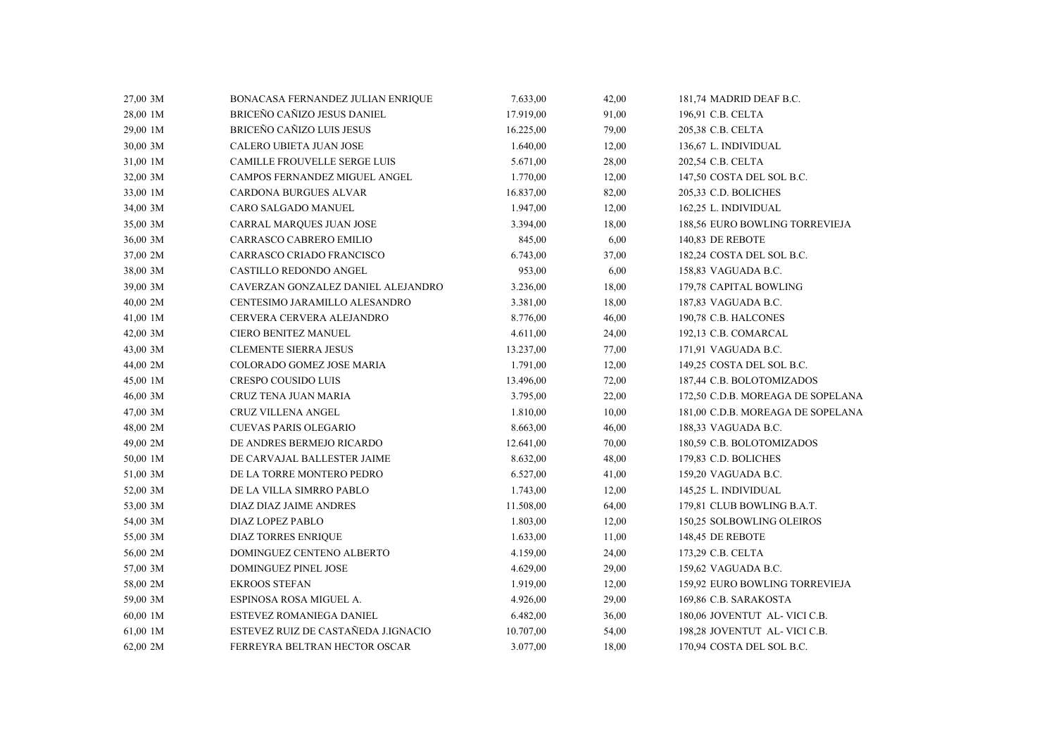| | | | | | | |
|---|---|---|---|---|---|---|
| 27,00 | 3M | BONACASA FERNANDEZ JULIAN ENRIQUE | 7.633,00 | 42,00 | 181,74 | MADRID DEAF B.C. |
| 28,00 | 1M | BRICEÑO CAÑIZO JESUS DANIEL | 17.919,00 | 91,00 | 196,91 | C.B. CELTA |
| 29,00 | 1M | BRICEÑO CAÑIZO LUIS JESUS | 16.225,00 | 79,00 | 205,38 | C.B. CELTA |
| 30,00 | 3M | CALERO UBIETA JUAN JOSE | 1.640,00 | 12,00 | 136,67 | L. INDIVIDUAL |
| 31,00 | 1M | CAMILLE FROUVELLE SERGE LUIS | 5.671,00 | 28,00 | 202,54 | C.B. CELTA |
| 32,00 | 3M | CAMPOS FERNANDEZ MIGUEL ANGEL | 1.770,00 | 12,00 | 147,50 | COSTA DEL SOL B.C. |
| 33,00 | 1M | CARDONA BURGUES ALVAR | 16.837,00 | 82,00 | 205,33 | C.D. BOLICHES |
| 34,00 | 3M | CARO SALGADO MANUEL | 1.947,00 | 12,00 | 162,25 | L. INDIVIDUAL |
| 35,00 | 3M | CARRAL MARQUES JUAN JOSE | 3.394,00 | 18,00 | 188,56 | EURO BOWLING TORREVIEJA |
| 36,00 | 3M | CARRASCO CABRERO EMILIO | 845,00 | 6,00 | 140,83 | DE REBOTE |
| 37,00 | 2M | CARRASCO CRIADO FRANCISCO | 6.743,00 | 37,00 | 182,24 | COSTA DEL SOL B.C. |
| 38,00 | 3M | CASTILLO REDONDO ANGEL | 953,00 | 6,00 | 158,83 | VAGUADA B.C. |
| 39,00 | 3M | CAVERZAN GONZALEZ DANIEL ALEJANDRO | 3.236,00 | 18,00 | 179,78 | CAPITAL BOWLING |
| 40,00 | 2M | CENTESIMO JARAMILLO ALESANDRO | 3.381,00 | 18,00 | 187,83 | VAGUADA B.C. |
| 41,00 | 1M | CERVERA CERVERA ALEJANDRO | 8.776,00 | 46,00 | 190,78 | C.B. HALCONES |
| 42,00 | 3M | CIERO BENITEZ MANUEL | 4.611,00 | 24,00 | 192,13 | C.B. COMARCAL |
| 43,00 | 3M | CLEMENTE SIERRA JESUS | 13.237,00 | 77,00 | 171,91 | VAGUADA B.C. |
| 44,00 | 2M | COLORADO GOMEZ JOSE MARIA | 1.791,00 | 12,00 | 149,25 | COSTA DEL SOL B.C. |
| 45,00 | 1M | CRESPO COUSIDO LUIS | 13.496,00 | 72,00 | 187,44 | C.B. BOLOTOMIZADOS |
| 46,00 | 3M | CRUZ TENA JUAN MARIA | 3.795,00 | 22,00 | 172,50 | C.D.B. MOREAGA DE SOPELANA |
| 47,00 | 3M | CRUZ VILLENA ANGEL | 1.810,00 | 10,00 | 181,00 | C.D.B. MOREAGA DE SOPELANA |
| 48,00 | 2M | CUEVAS PARIS OLEGARIO | 8.663,00 | 46,00 | 188,33 | VAGUADA B.C. |
| 49,00 | 2M | DE ANDRES BERMEJO RICARDO | 12.641,00 | 70,00 | 180,59 | C.B. BOLOTOMIZADOS |
| 50,00 | 1M | DE CARVAJAL BALLESTER JAIME | 8.632,00 | 48,00 | 179,83 | C.D. BOLICHES |
| 51,00 | 3M | DE LA TORRE MONTERO PEDRO | 6.527,00 | 41,00 | 159,20 | VAGUADA B.C. |
| 52,00 | 3M | DE LA VILLA SIMRRO PABLO | 1.743,00 | 12,00 | 145,25 | L. INDIVIDUAL |
| 53,00 | 3M | DIAZ DIAZ JAIME ANDRES | 11.508,00 | 64,00 | 179,81 | CLUB BOWLING B.A.T. |
| 54,00 | 3M | DIAZ LOPEZ PABLO | 1.803,00 | 12,00 | 150,25 | SOLBOWLING OLEIROS |
| 55,00 | 3M | DIAZ TORRES ENRIQUE | 1.633,00 | 11,00 | 148,45 | DE REBOTE |
| 56,00 | 2M | DOMINGUEZ CENTENO ALBERTO | 4.159,00 | 24,00 | 173,29 | C.B. CELTA |
| 57,00 | 3M | DOMINGUEZ PINEL JOSE | 4.629,00 | 29,00 | 159,62 | VAGUADA B.C. |
| 58,00 | 2M | EKROOS STEFAN | 1.919,00 | 12,00 | 159,92 | EURO BOWLING TORREVIEJA |
| 59,00 | 3M | ESPINOSA ROSA MIGUEL A. | 4.926,00 | 29,00 | 169,86 | C.B. SARAKOSTA |
| 60,00 | 1M | ESTEVEZ ROMANIEGA DANIEL | 6.482,00 | 36,00 | 180,06 | JOVENTUT AL- VICI C.B. |
| 61,00 | 1M | ESTEVEZ RUIZ DE CASTAÑEDA J.IGNACIO | 10.707,00 | 54,00 | 198,28 | JOVENTUT AL- VICI C.B. |
| 62,00 | 2M | FERREYRA BELTRAN HECTOR OSCAR | 3.077,00 | 18,00 | 170,94 | COSTA DEL SOL B.C. |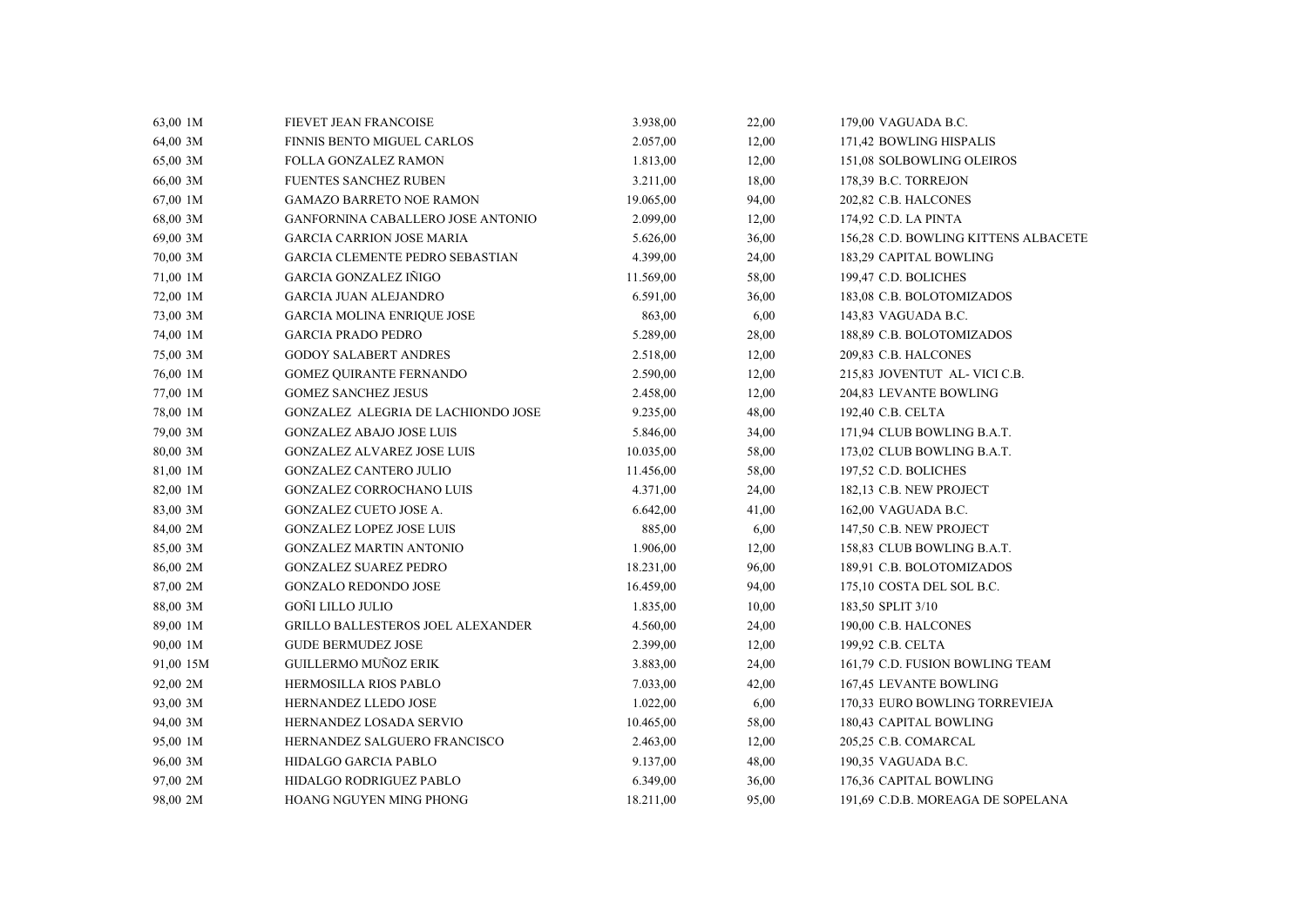| | | | | | |
|---|---|---|---|---|---|
| 63,00 1M | FIEVET JEAN FRANCOISE | 3.938,00 | 22,00 | 179,00 | VAGUADA B.C. |
| 64,00 3M | FINNIS BENTO MIGUEL CARLOS | 2.057,00 | 12,00 | 171,42 | BOWLING HISPALIS |
| 65,00 3M | FOLLA GONZALEZ RAMON | 1.813,00 | 12,00 | 151,08 | SOLBOWLING OLEIROS |
| 66,00 3M | FUENTES SANCHEZ RUBEN | 3.211,00 | 18,00 | 178,39 | B.C. TORREJON |
| 67,00 1M | GAMAZO BARRETO NOE RAMON | 19.065,00 | 94,00 | 202,82 | C.B. HALCONES |
| 68,00 3M | GANFORNINA CABALLERO JOSE ANTONIO | 2.099,00 | 12,00 | 174,92 | C.D. LA PINTA |
| 69,00 3M | GARCIA CARRION JOSE MARIA | 5.626,00 | 36,00 | 156,28 | C.D. BOWLING KITTENS ALBACETE |
| 70,00 3M | GARCIA CLEMENTE PEDRO SEBASTIAN | 4.399,00 | 24,00 | 183,29 | CAPITAL BOWLING |
| 71,00 1M | GARCIA GONZALEZ IÑIGO | 11.569,00 | 58,00 | 199,47 | C.D. BOLICHES |
| 72,00 1M | GARCIA JUAN ALEJANDRO | 6.591,00 | 36,00 | 183,08 | C.B. BOLOTOMIZADOS |
| 73,00 3M | GARCIA MOLINA ENRIQUE JOSE | 863,00 | 6,00 | 143,83 | VAGUADA B.C. |
| 74,00 1M | GARCIA PRADO PEDRO | 5.289,00 | 28,00 | 188,89 | C.B. BOLOTOMIZADOS |
| 75,00 3M | GODOY SALABERT ANDRES | 2.518,00 | 12,00 | 209,83 | C.B. HALCONES |
| 76,00 1M | GOMEZ QUIRANTE FERNANDO | 2.590,00 | 12,00 | 215,83 | JOVENTUT AL- VICI C.B. |
| 77,00 1M | GOMEZ SANCHEZ JESUS | 2.458,00 | 12,00 | 204,83 | LEVANTE BOWLING |
| 78,00 1M | GONZALEZ ALEGRIA DE LACHIONDO JOSE | 9.235,00 | 48,00 | 192,40 | C.B. CELTA |
| 79,00 3M | GONZALEZ ABAJO JOSE LUIS | 5.846,00 | 34,00 | 171,94 | CLUB BOWLING B.A.T. |
| 80,00 3M | GONZALEZ ALVAREZ JOSE LUIS | 10.035,00 | 58,00 | 173,02 | CLUB BOWLING B.A.T. |
| 81,00 1M | GONZALEZ CANTERO JULIO | 11.456,00 | 58,00 | 197,52 | C.D. BOLICHES |
| 82,00 1M | GONZALEZ CORROCHANO LUIS | 4.371,00 | 24,00 | 182,13 | C.B. NEW PROJECT |
| 83,00 3M | GONZALEZ CUETO JOSE A. | 6.642,00 | 41,00 | 162,00 | VAGUADA B.C. |
| 84,00 2M | GONZALEZ LOPEZ JOSE LUIS | 885,00 | 6,00 | 147,50 | C.B. NEW PROJECT |
| 85,00 3M | GONZALEZ MARTIN ANTONIO | 1.906,00 | 12,00 | 158,83 | CLUB BOWLING B.A.T. |
| 86,00 2M | GONZALEZ SUAREZ PEDRO | 18.231,00 | 96,00 | 189,91 | C.B. BOLOTOMIZADOS |
| 87,00 2M | GONZALO REDONDO JOSE | 16.459,00 | 94,00 | 175,10 | COSTA DEL SOL B.C. |
| 88,00 3M | GOÑI LILLO JULIO | 1.835,00 | 10,00 | 183,50 | SPLIT 3/10 |
| 89,00 1M | GRILLO BALLESTEROS JOEL ALEXANDER | 4.560,00 | 24,00 | 190,00 | C.B. HALCONES |
| 90,00 1M | GUDE BERMUDEZ JOSE | 2.399,00 | 12,00 | 199,92 | C.B. CELTA |
| 91,00 15M | GUILLERMO MUÑOZ ERIK | 3.883,00 | 24,00 | 161,79 | C.D. FUSION BOWLING TEAM |
| 92,00 2M | HERMOSILLA RIOS PABLO | 7.033,00 | 42,00 | 167,45 | LEVANTE BOWLING |
| 93,00 3M | HERNANDEZ LLEDO JOSE | 1.022,00 | 6,00 | 170,33 | EURO BOWLING TORREVIEJA |
| 94,00 3M | HERNANDEZ LOSADA SERVIO | 10.465,00 | 58,00 | 180,43 | CAPITAL BOWLING |
| 95,00 1M | HERNANDEZ SALGUERO FRANCISCO | 2.463,00 | 12,00 | 205,25 | C.B. COMARCAL |
| 96,00 3M | HIDALGO GARCIA PABLO | 9.137,00 | 48,00 | 190,35 | VAGUADA B.C. |
| 97,00 2M | HIDALGO RODRIGUEZ PABLO | 6.349,00 | 36,00 | 176,36 | CAPITAL BOWLING |
| 98,00 2M | HOANG NGUYEN MING PHONG | 18.211,00 | 95,00 | 191,69 | C.D.B. MOREAGA DE SOPELANA |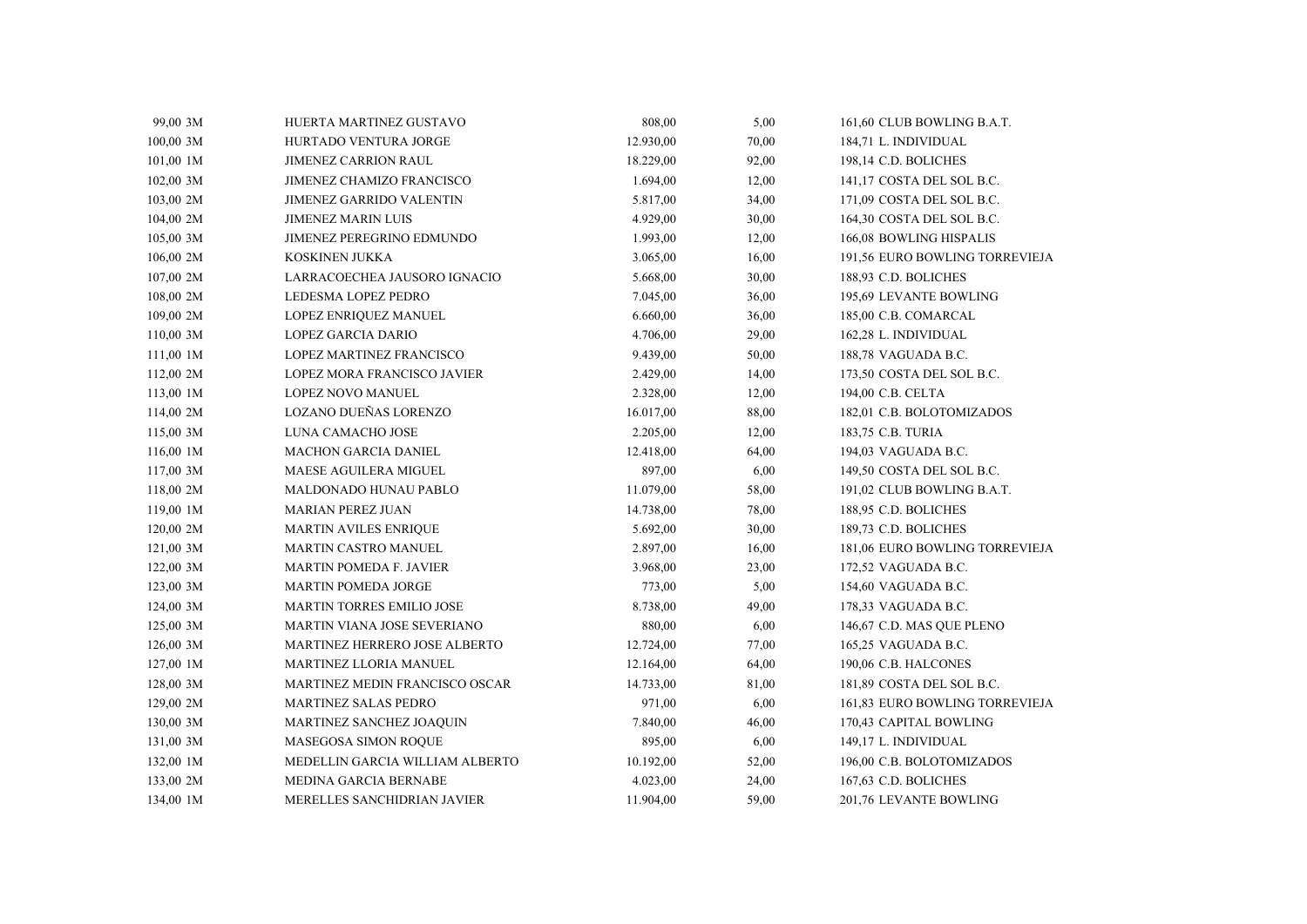| | | | | | |
|---|---|---|---|---|---|
| 99,00 3M | HUERTA MARTINEZ GUSTAVO | 808,00 | 5,00 | 161,60 | CLUB BOWLING B.A.T. |
| 100,00 3M | HURTADO VENTURA JORGE | 12.930,00 | 70,00 | 184,71 | L. INDIVIDUAL |
| 101,00 1M | JIMENEZ CARRION RAUL | 18.229,00 | 92,00 | 198,14 | C.D. BOLICHES |
| 102,00 3M | JIMENEZ CHAMIZO FRANCISCO | 1.694,00 | 12,00 | 141,17 | COSTA DEL SOL B.C. |
| 103,00 2M | JIMENEZ GARRIDO VALENTIN | 5.817,00 | 34,00 | 171,09 | COSTA DEL SOL B.C. |
| 104,00 2M | JIMENEZ MARIN LUIS | 4.929,00 | 30,00 | 164,30 | COSTA DEL SOL B.C. |
| 105,00 3M | JIMENEZ PEREGRINO EDMUNDO | 1.993,00 | 12,00 | 166,08 | BOWLING HISPALIS |
| 106,00 2M | KOSKINEN JUKKA | 3.065,00 | 16,00 | 191,56 | EURO BOWLING TORREVIEJA |
| 107,00 2M | LARRACOECHEA JAUSORO IGNACIO | 5.668,00 | 30,00 | 188,93 | C.D. BOLICHES |
| 108,00 2M | LEDESMA LOPEZ PEDRO | 7.045,00 | 36,00 | 195,69 | LEVANTE BOWLING |
| 109,00 2M | LOPEZ ENRIQUEZ MANUEL | 6.660,00 | 36,00 | 185,00 | C.B. COMARCAL |
| 110,00 3M | LOPEZ GARCIA DARIO | 4.706,00 | 29,00 | 162,28 | L. INDIVIDUAL |
| 111,00 1M | LOPEZ MARTINEZ FRANCISCO | 9.439,00 | 50,00 | 188,78 | VAGUADA B.C. |
| 112,00 2M | LOPEZ MORA FRANCISCO JAVIER | 2.429,00 | 14,00 | 173,50 | COSTA DEL SOL B.C. |
| 113,00 1M | LOPEZ NOVO MANUEL | 2.328,00 | 12,00 | 194,00 | C.B. CELTA |
| 114,00 2M | LOZANO DUEÑAS LORENZO | 16.017,00 | 88,00 | 182,01 | C.B. BOLOTOMIZADOS |
| 115,00 3M | LUNA CAMACHO JOSE | 2.205,00 | 12,00 | 183,75 | C.B. TURIA |
| 116,00 1M | MACHON GARCIA DANIEL | 12.418,00 | 64,00 | 194,03 | VAGUADA B.C. |
| 117,00 3M | MAESE AGUILERA MIGUEL | 897,00 | 6,00 | 149,50 | COSTA DEL SOL B.C. |
| 118,00 2M | MALDONADO HUNAU PABLO | 11.079,00 | 58,00 | 191,02 | CLUB BOWLING B.A.T. |
| 119,00 1M | MARIAN PEREZ JUAN | 14.738,00 | 78,00 | 188,95 | C.D. BOLICHES |
| 120,00 2M | MARTIN AVILES ENRIQUE | 5.692,00 | 30,00 | 189,73 | C.D. BOLICHES |
| 121,00 3M | MARTIN CASTRO MANUEL | 2.897,00 | 16,00 | 181,06 | EURO BOWLING TORREVIEJA |
| 122,00 3M | MARTIN POMEDA F. JAVIER | 3.968,00 | 23,00 | 172,52 | VAGUADA B.C. |
| 123,00 3M | MARTIN POMEDA JORGE | 773,00 | 5,00 | 154,60 | VAGUADA B.C. |
| 124,00 3M | MARTIN TORRES EMILIO JOSE | 8.738,00 | 49,00 | 178,33 | VAGUADA B.C. |
| 125,00 3M | MARTIN VIANA JOSE SEVERIANO | 880,00 | 6,00 | 146,67 | C.D. MAS QUE PLENO |
| 126,00 3M | MARTINEZ HERRERO JOSE ALBERTO | 12.724,00 | 77,00 | 165,25 | VAGUADA B.C. |
| 127,00 1M | MARTINEZ LLORIA MANUEL | 12.164,00 | 64,00 | 190,06 | C.B. HALCONES |
| 128,00 3M | MARTINEZ MEDIN FRANCISCO OSCAR | 14.733,00 | 81,00 | 181,89 | COSTA DEL SOL B.C. |
| 129,00 2M | MARTINEZ SALAS PEDRO | 971,00 | 6,00 | 161,83 | EURO BOWLING TORREVIEJA |
| 130,00 3M | MARTINEZ SANCHEZ JOAQUIN | 7.840,00 | 46,00 | 170,43 | CAPITAL BOWLING |
| 131,00 3M | MASEGOSA SIMON ROQUE | 895,00 | 6,00 | 149,17 | L. INDIVIDUAL |
| 132,00 1M | MEDELLIN GARCIA WILLIAM ALBERTO | 10.192,00 | 52,00 | 196,00 | C.B. BOLOTOMIZADOS |
| 133,00 2M | MEDINA GARCIA BERNABE | 4.023,00 | 24,00 | 167,63 | C.D. BOLICHES |
| 134,00 1M | MERELLES SANCHIDRIAN JAVIER | 11.904,00 | 59,00 | 201,76 | LEVANTE BOWLING |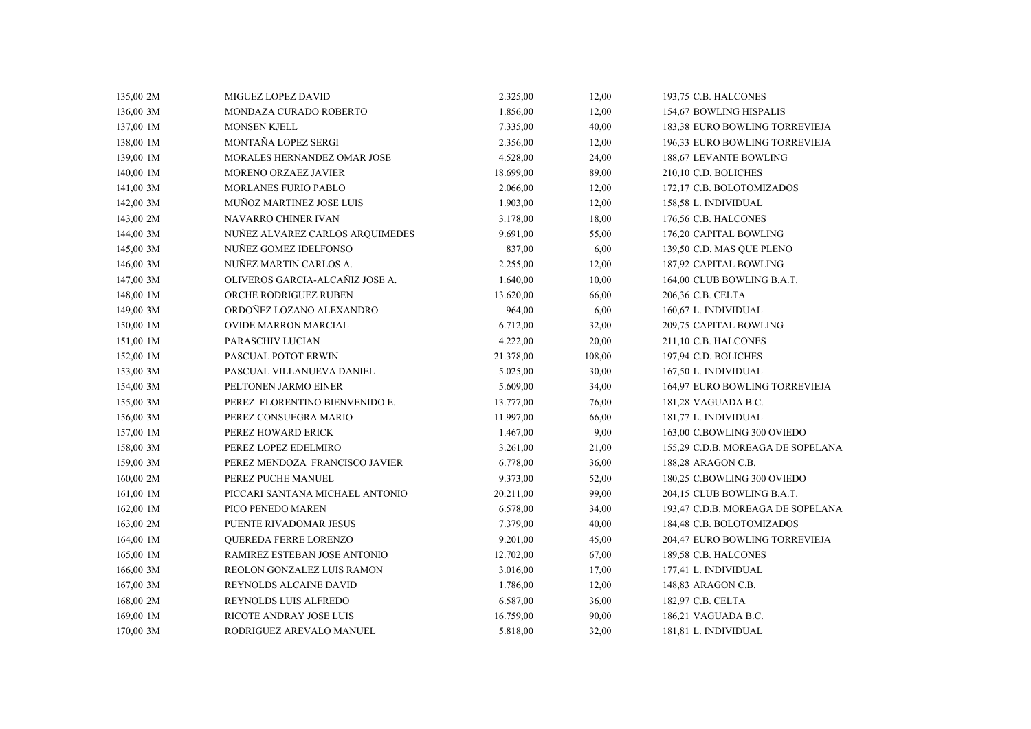| | | | | | |
|---|---|---|---|---|---|
| 135,00 2M | MIGUEZ LOPEZ DAVID | 2.325,00 | 12,00 | 193,75 | C.B. HALCONES |
| 136,00 3M | MONDAZA CURADO ROBERTO | 1.856,00 | 12,00 | 154,67 | BOWLING HISPALIS |
| 137,00 1M | MONSEN KJELL | 7.335,00 | 40,00 | 183,38 | EURO BOWLING TORREVIEJA |
| 138,00 1M | MONTAÑA LOPEZ SERGI | 2.356,00 | 12,00 | 196,33 | EURO BOWLING TORREVIEJA |
| 139,00 1M | MORALES HERNANDEZ OMAR JOSE | 4.528,00 | 24,00 | 188,67 | LEVANTE BOWLING |
| 140,00 1M | MORENO ORZAEZ JAVIER | 18.699,00 | 89,00 | 210,10 | C.D. BOLICHES |
| 141,00 3M | MORLANES FURIO PABLO | 2.066,00 | 12,00 | 172,17 | C.B. BOLOTOMIZADOS |
| 142,00 3M | MUÑOZ MARTINEZ JOSE LUIS | 1.903,00 | 12,00 | 158,58 | L. INDIVIDUAL |
| 143,00 2M | NAVARRO CHINER IVAN | 3.178,00 | 18,00 | 176,56 | C.B. HALCONES |
| 144,00 3M | NUÑEZ ALVAREZ CARLOS ARQUIMEDES | 9.691,00 | 55,00 | 176,20 | CAPITAL BOWLING |
| 145,00 3M | NUÑEZ GOMEZ IDELFONSO | 837,00 | 6,00 | 139,50 | C.D. MAS QUE PLENO |
| 146,00 3M | NUÑEZ MARTIN CARLOS A. | 2.255,00 | 12,00 | 187,92 | CAPITAL BOWLING |
| 147,00 3M | OLIVEROS GARCIA-ALCAÑIZ JOSE A. | 1.640,00 | 10,00 | 164,00 | CLUB BOWLING B.A.T. |
| 148,00 1M | ORCHE RODRIGUEZ RUBEN | 13.620,00 | 66,00 | 206,36 | C.B. CELTA |
| 149,00 3M | ORDOÑEZ LOZANO ALEXANDRO | 964,00 | 6,00 | 160,67 | L. INDIVIDUAL |
| 150,00 1M | OVIDE MARRON MARCIAL | 6.712,00 | 32,00 | 209,75 | CAPITAL BOWLING |
| 151,00 1M | PARASCHIV LUCIAN | 4.222,00 | 20,00 | 211,10 | C.B. HALCONES |
| 152,00 1M | PASCUAL POTOT ERWIN | 21.378,00 | 108,00 | 197,94 | C.D. BOLICHES |
| 153,00 3M | PASCUAL VILLANUEVA DANIEL | 5.025,00 | 30,00 | 167,50 | L. INDIVIDUAL |
| 154,00 3M | PELTONEN JARMO EINER | 5.609,00 | 34,00 | 164,97 | EURO BOWLING TORREVIEJA |
| 155,00 3M | PEREZ FLORENTINO BIENVENIDO E. | 13.777,00 | 76,00 | 181,28 | VAGUADA B.C. |
| 156,00 3M | PEREZ CONSUEGRA MARIO | 11.997,00 | 66,00 | 181,77 | L. INDIVIDUAL |
| 157,00 1M | PEREZ HOWARD ERICK | 1.467,00 | 9,00 | 163,00 | C.BOWLING 300 OVIEDO |
| 158,00 3M | PEREZ LOPEZ EDELMIRO | 3.261,00 | 21,00 | 155,29 | C.D.B. MOREAGA DE SOPELANA |
| 159,00 3M | PEREZ MENDOZA FRANCISCO JAVIER | 6.778,00 | 36,00 | 188,28 | ARAGON C.B. |
| 160,00 2M | PEREZ PUCHE MANUEL | 9.373,00 | 52,00 | 180,25 | C.BOWLING 300 OVIEDO |
| 161,00 1M | PICCARI SANTANA MICHAEL ANTONIO | 20.211,00 | 99,00 | 204,15 | CLUB BOWLING B.A.T. |
| 162,00 1M | PICO PENEDO MAREN | 6.578,00 | 34,00 | 193,47 | C.D.B. MOREAGA DE SOPELANA |
| 163,00 2M | PUENTE RIVADOMAR JESUS | 7.379,00 | 40,00 | 184,48 | C.B. BOLOTOMIZADOS |
| 164,00 1M | QUEREDA FERRE LORENZO | 9.201,00 | 45,00 | 204,47 | EURO BOWLING TORREVIEJA |
| 165,00 1M | RAMIREZ ESTEBAN JOSE ANTONIO | 12.702,00 | 67,00 | 189,58 | C.B. HALCONES |
| 166,00 3M | REOLON GONZALEZ LUIS RAMON | 3.016,00 | 17,00 | 177,41 | L. INDIVIDUAL |
| 167,00 3M | REYNOLDS ALCAINE DAVID | 1.786,00 | 12,00 | 148,83 | ARAGON C.B. |
| 168,00 2M | REYNOLDS LUIS ALFREDO | 6.587,00 | 36,00 | 182,97 | C.B. CELTA |
| 169,00 1M | RICOTE ANDRAY JOSE LUIS | 16.759,00 | 90,00 | 186,21 | VAGUADA B.C. |
| 170,00 3M | RODRIGUEZ AREVALO MANUEL | 5.818,00 | 32,00 | 181,81 | L. INDIVIDUAL |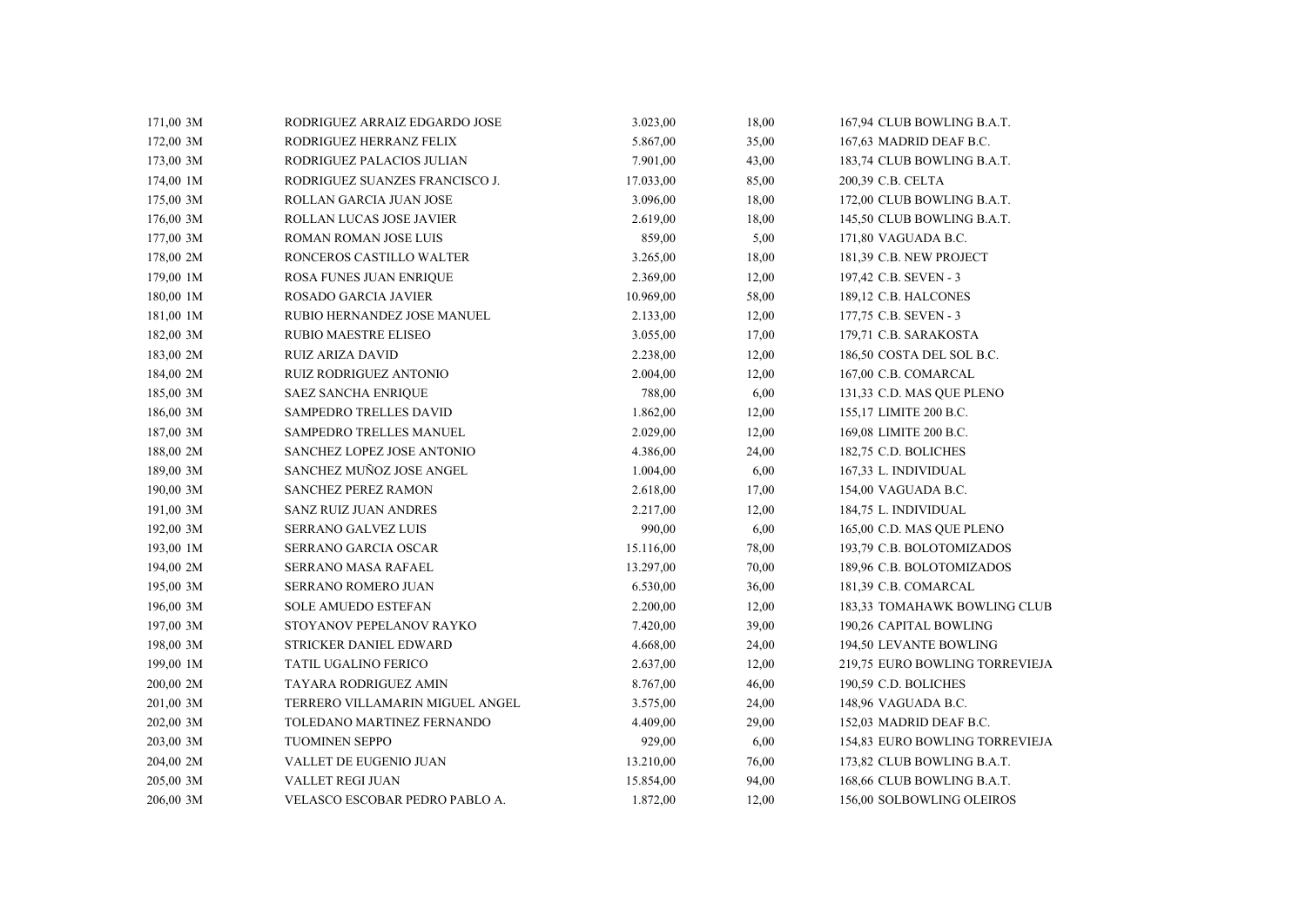| | | | | | |
|---|---|---|---|---|---|
| 171,00 | 3M | RODRIGUEZ ARRAIZ EDGARDO JOSE | 3.023,00 | 18,00 | 167,94 CLUB BOWLING B.A.T. |
| 172,00 | 3M | RODRIGUEZ HERRANZ FELIX | 5.867,00 | 35,00 | 167,63 MADRID DEAF B.C. |
| 173,00 | 3M | RODRIGUEZ PALACIOS JULIAN | 7.901,00 | 43,00 | 183,74 CLUB BOWLING B.A.T. |
| 174,00 | 1M | RODRIGUEZ SUANZES FRANCISCO J. | 17.033,00 | 85,00 | 200,39 C.B. CELTA |
| 175,00 | 3M | ROLLAN GARCIA JUAN JOSE | 3.096,00 | 18,00 | 172,00 CLUB BOWLING B.A.T. |
| 176,00 | 3M | ROLLAN LUCAS JOSE JAVIER | 2.619,00 | 18,00 | 145,50 CLUB BOWLING B.A.T. |
| 177,00 | 3M | ROMAN ROMAN JOSE LUIS | 859,00 | 5,00 | 171,80 VAGUADA B.C. |
| 178,00 | 2M | RONCEROS CASTILLO WALTER | 3.265,00 | 18,00 | 181,39 C.B. NEW PROJECT |
| 179,00 | 1M | ROSA FUNES JUAN ENRIQUE | 2.369,00 | 12,00 | 197,42 C.B. SEVEN - 3 |
| 180,00 | 1M | ROSADO GARCIA JAVIER | 10.969,00 | 58,00 | 189,12 C.B. HALCONES |
| 181,00 | 1M | RUBIO HERNANDEZ JOSE MANUEL | 2.133,00 | 12,00 | 177,75 C.B. SEVEN - 3 |
| 182,00 | 3M | RUBIO MAESTRE ELISEO | 3.055,00 | 17,00 | 179,71 C.B. SARAKOSTA |
| 183,00 | 2M | RUIZ ARIZA DAVID | 2.238,00 | 12,00 | 186,50 COSTA DEL SOL B.C. |
| 184,00 | 2M | RUIZ RODRIGUEZ ANTONIO | 2.004,00 | 12,00 | 167,00 C.B. COMARCAL |
| 185,00 | 3M | SAEZ SANCHA ENRIQUE | 788,00 | 6,00 | 131,33 C.D. MAS QUE PLENO |
| 186,00 | 3M | SAMPEDRO TRELLES DAVID | 1.862,00 | 12,00 | 155,17 LIMITE 200 B.C. |
| 187,00 | 3M | SAMPEDRO TRELLES MANUEL | 2.029,00 | 12,00 | 169,08 LIMITE 200 B.C. |
| 188,00 | 2M | SANCHEZ LOPEZ JOSE ANTONIO | 4.386,00 | 24,00 | 182,75 C.D. BOLICHES |
| 189,00 | 3M | SANCHEZ MUÑOZ JOSE ANGEL | 1.004,00 | 6,00 | 167,33 L. INDIVIDUAL |
| 190,00 | 3M | SANCHEZ PEREZ RAMON | 2.618,00 | 17,00 | 154,00 VAGUADA B.C. |
| 191,00 | 3M | SANZ RUIZ JUAN ANDRES | 2.217,00 | 12,00 | 184,75 L. INDIVIDUAL |
| 192,00 | 3M | SERRANO GALVEZ LUIS | 990,00 | 6,00 | 165,00 C.D. MAS QUE PLENO |
| 193,00 | 1M | SERRANO GARCIA OSCAR | 15.116,00 | 78,00 | 193,79 C.B. BOLOTOMIZADOS |
| 194,00 | 2M | SERRANO MASA RAFAEL | 13.297,00 | 70,00 | 189,96 C.B. BOLOTOMIZADOS |
| 195,00 | 3M | SERRANO ROMERO JUAN | 6.530,00 | 36,00 | 181,39 C.B. COMARCAL |
| 196,00 | 3M | SOLE AMUEDO ESTEFAN | 2.200,00 | 12,00 | 183,33 TOMAHAWK BOWLING CLUB |
| 197,00 | 3M | STOYANOV PEPELANOV RAYKO | 7.420,00 | 39,00 | 190,26 CAPITAL BOWLING |
| 198,00 | 3M | STRICKER DANIEL EDWARD | 4.668,00 | 24,00 | 194,50 LEVANTE BOWLING |
| 199,00 | 1M | TATIL UGALINO FERICO | 2.637,00 | 12,00 | 219,75 EURO BOWLING TORREVIEJA |
| 200,00 | 2M | TAYARA RODRIGUEZ AMIN | 8.767,00 | 46,00 | 190,59 C.D. BOLICHES |
| 201,00 | 3M | TERRERO VILLAMARIN MIGUEL ANGEL | 3.575,00 | 24,00 | 148,96 VAGUADA B.C. |
| 202,00 | 3M | TOLEDANO MARTINEZ FERNANDO | 4.409,00 | 29,00 | 152,03 MADRID DEAF B.C. |
| 203,00 | 3M | TUOMINEN SEPPO | 929,00 | 6,00 | 154,83 EURO BOWLING TORREVIEJA |
| 204,00 | 2M | VALLET DE EUGENIO JUAN | 13.210,00 | 76,00 | 173,82 CLUB BOWLING B.A.T. |
| 205,00 | 3M | VALLET REGI JUAN | 15.854,00 | 94,00 | 168,66 CLUB BOWLING B.A.T. |
| 206,00 | 3M | VELASCO ESCOBAR PEDRO PABLO A. | 1.872,00 | 12,00 | 156,00 SOLBOWLING OLEIROS |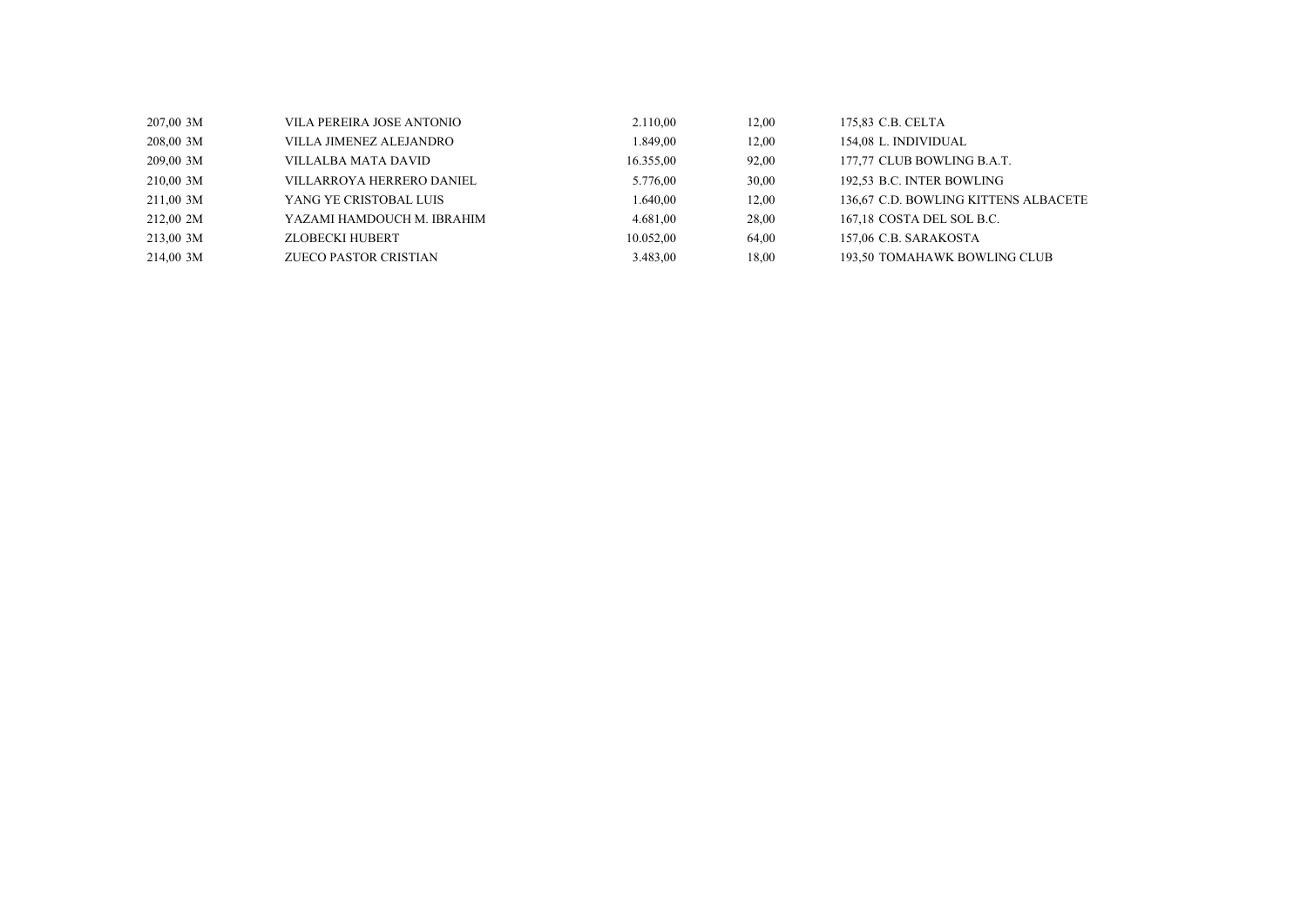| | | | | | | |
|---|---|---|---|---|---|---|
| 207,00 | 3M | VILA PEREIRA JOSE ANTONIO | 2.110,00 | 12,00 | 175,83 | C.B. CELTA |
| 208,00 | 3M | VILLA JIMENEZ ALEJANDRO | 1.849,00 | 12,00 | 154,08 | L. INDIVIDUAL |
| 209,00 | 3M | VILLALBA MATA DAVID | 16.355,00 | 92,00 | 177,77 | CLUB BOWLING B.A.T. |
| 210,00 | 3M | VILLARROYA HERRERO DANIEL | 5.776,00 | 30,00 | 192,53 | B.C. INTER BOWLING |
| 211,00 | 3M | YANG YE CRISTOBAL LUIS | 1.640,00 | 12,00 | 136,67 | C.D. BOWLING KITTENS ALBACETE |
| 212,00 | 2M | YAZAMI HAMDOUCH M. IBRAHIM | 4.681,00 | 28,00 | 167,18 | COSTA DEL SOL B.C. |
| 213,00 | 3M | ZLOBECKI HUBERT | 10.052,00 | 64,00 | 157,06 | C.B. SARAKOSTA |
| 214,00 | 3M | ZUECO PASTOR CRISTIAN | 3.483,00 | 18,00 | 193,50 | TOMAHAWK BOWLING CLUB |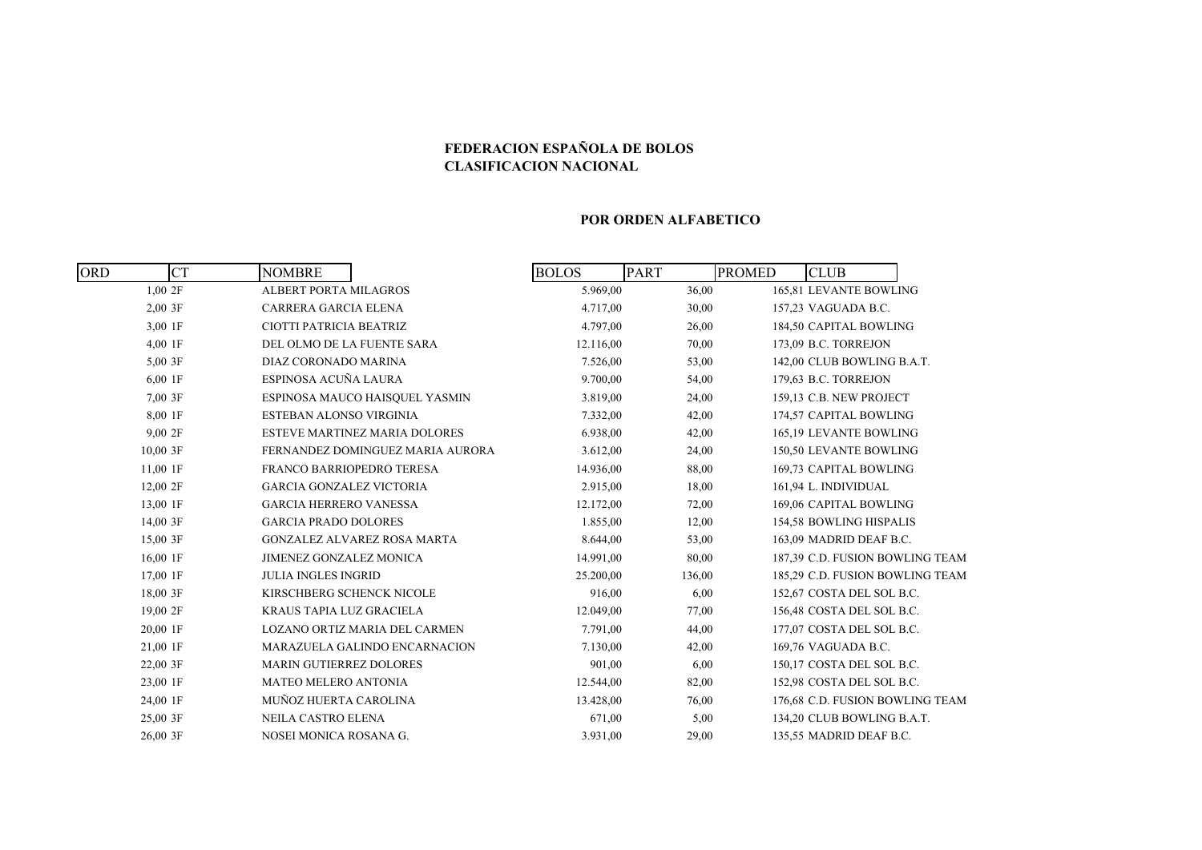**FEDERACION ESPAÑOLA DE BOLOS**
**CLASIFICACION NACIONAL**

**POR ORDEN ALFABETICO**

| ORD | CT | NOMBRE | BOLOS | PART | PROMED | CLUB |
|---|---|---|---|---|---|---|
| 1,00 | 2F | ALBERT PORTA MILAGROS | 5.969,00 | 36,00 | 165,81 | LEVANTE BOWLING |
| 2,00 | 3F | CARRERA GARCIA ELENA | 4.717,00 | 30,00 | 157,23 | VAGUADA B.C. |
| 3,00 | 1F | CIOTTI PATRICIA BEATRIZ | 4.797,00 | 26,00 | 184,50 | CAPITAL BOWLING |
| 4,00 | 1F | DEL OLMO DE LA FUENTE SARA | 12.116,00 | 70,00 | 173,09 | B.C. TORREJON |
| 5,00 | 3F | DIAZ CORONADO MARINA | 7.526,00 | 53,00 | 142,00 | CLUB BOWLING B.A.T. |
| 6,00 | 1F | ESPINOSA ACUÑA LAURA | 9.700,00 | 54,00 | 179,63 | B.C. TORREJON |
| 7,00 | 3F | ESPINOSA MAUCO HAISQUEL YASMIN | 3.819,00 | 24,00 | 159,13 | C.B. NEW PROJECT |
| 8,00 | 1F | ESTEBAN ALONSO VIRGINIA | 7.332,00 | 42,00 | 174,57 | CAPITAL BOWLING |
| 9,00 | 2F | ESTEVE MARTINEZ MARIA DOLORES | 6.938,00 | 42,00 | 165,19 | LEVANTE BOWLING |
| 10,00 | 3F | FERNANDEZ DOMINGUEZ MARIA AURORA | 3.612,00 | 24,00 | 150,50 | LEVANTE BOWLING |
| 11,00 | 1F | FRANCO BARRIOPEDRO TERESA | 14.936,00 | 88,00 | 169,73 | CAPITAL BOWLING |
| 12,00 | 2F | GARCIA GONZALEZ VICTORIA | 2.915,00 | 18,00 | 161,94 | L. INDIVIDUAL |
| 13,00 | 1F | GARCIA HERRERO VANESSA | 12.172,00 | 72,00 | 169,06 | CAPITAL BOWLING |
| 14,00 | 3F | GARCIA PRADO DOLORES | 1.855,00 | 12,00 | 154,58 | BOWLING HISPALIS |
| 15,00 | 3F | GONZALEZ ALVAREZ ROSA MARTA | 8.644,00 | 53,00 | 163,09 | MADRID DEAF B.C. |
| 16,00 | 1F | JIMENEZ GONZALEZ MONICA | 14.991,00 | 80,00 | 187,39 | C.D. FUSION BOWLING TEAM |
| 17,00 | 1F | JULIA INGLES INGRID | 25.200,00 | 136,00 | 185,29 | C.D. FUSION BOWLING TEAM |
| 18,00 | 3F | KIRSCHBERG SCHENCK NICOLE | 916,00 | 6,00 | 152,67 | COSTA DEL SOL B.C. |
| 19,00 | 2F | KRAUS TAPIA LUZ GRACIELA | 12.049,00 | 77,00 | 156,48 | COSTA DEL SOL B.C. |
| 20,00 | 1F | LOZANO ORTIZ MARIA DEL CARMEN | 7.791,00 | 44,00 | 177,07 | COSTA DEL SOL B.C. |
| 21,00 | 1F | MARAZUELA GALINDO ENCARNACION | 7.130,00 | 42,00 | 169,76 | VAGUADA B.C. |
| 22,00 | 3F | MARIN GUTIERREZ DOLORES | 901,00 | 6,00 | 150,17 | COSTA DEL SOL B.C. |
| 23,00 | 1F | MATEO MELERO ANTONIA | 12.544,00 | 82,00 | 152,98 | COSTA DEL SOL B.C. |
| 24,00 | 1F | MUÑOZ HUERTA CAROLINA | 13.428,00 | 76,00 | 176,68 | C.D. FUSION BOWLING TEAM |
| 25,00 | 3F | NEILA CASTRO ELENA | 671,00 | 5,00 | 134,20 | CLUB BOWLING B.A.T. |
| 26,00 | 3F | NOSEI MONICA ROSANA G. | 3.931,00 | 29,00 | 135,55 | MADRID DEAF B.C. |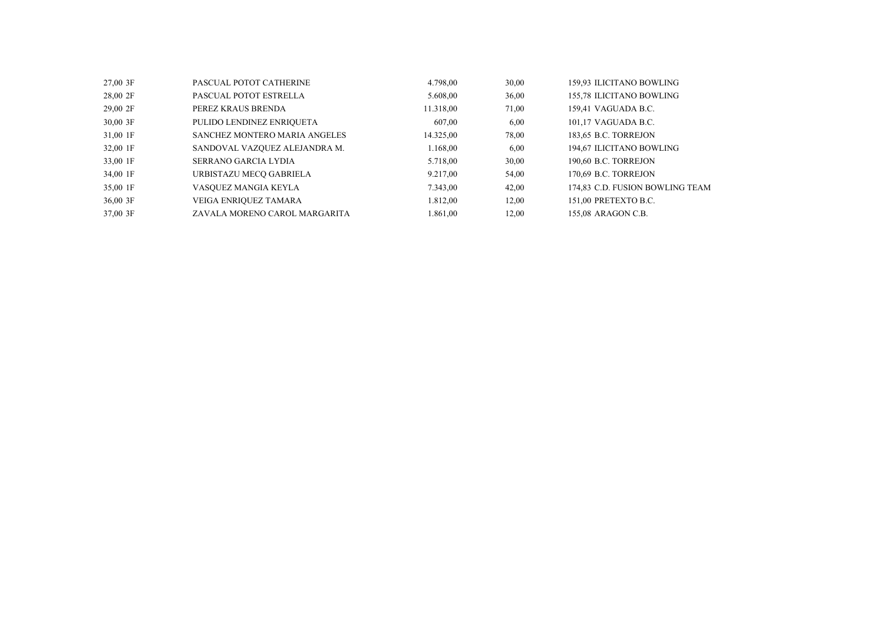| | | | | | | |
|---|---|---|---|---|---|---|
| 27,00 | 3F | PASCUAL POTOT CATHERINE | 4.798,00 | 30,00 | 159,93 | ILICITANO BOWLING |
| 28,00 | 2F | PASCUAL POTOT ESTRELLA | 5.608,00 | 36,00 | 155,78 | ILICITANO BOWLING |
| 29,00 | 2F | PEREZ KRAUS BRENDA | 11.318,00 | 71,00 | 159,41 | VAGUADA B.C. |
| 30,00 | 3F | PULIDO LENDINEZ ENRIQUETA | 607,00 | 6,00 | 101,17 | VAGUADA B.C. |
| 31,00 | 1F | SANCHEZ MONTERO MARIA ANGELES | 14.325,00 | 78,00 | 183,65 | B.C. TORREJON |
| 32,00 | 1F | SANDOVAL VAZQUEZ ALEJANDRA M. | 1.168,00 | 6,00 | 194,67 | ILICITANO BOWLING |
| 33,00 | 1F | SERRANO GARCIA LYDIA | 5.718,00 | 30,00 | 190,60 | B.C. TORREJON |
| 34,00 | 1F | URBISTAZU MECQ GABRIELA | 9.217,00 | 54,00 | 170,69 | B.C. TORREJON |
| 35,00 | 1F | VASQUEZ MANGIA KEYLA | 7.343,00 | 42,00 | 174,83 | C.D. FUSION BOWLING TEAM |
| 36,00 | 3F | VEIGA ENRIQUEZ TAMARA | 1.812,00 | 12,00 | 151,00 | PRETEXTO B.C. |
| 37,00 | 3F | ZAVALA MORENO CAROL MARGARITA | 1.861,00 | 12,00 | 155,08 | ARAGON C.B. |